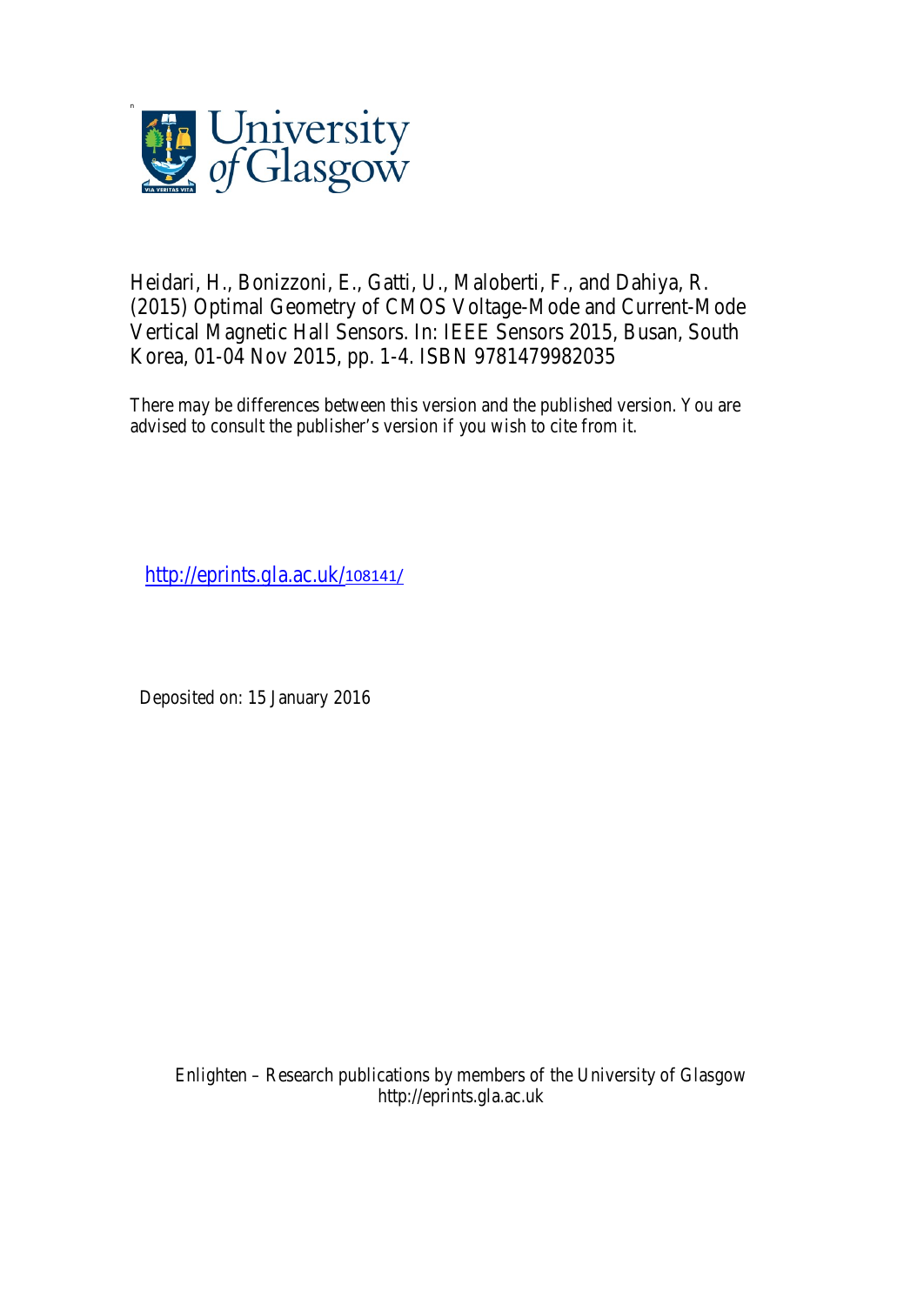University of Glasgow

Heidari, H., Bonizzoni, E., Gatti, U., Maloberti, F., and Dahiya, R. (2015) Optimal Geometry of CMOS Voltage-Mode and Current-Mode Vertical Magnetic Hall Sensors. In: IEEE Sensors 2015, Busan, South Korea, 01-04 Nov 2015, pp. 1-4. ISBN 9781479982035

There may be differences between this version and the published version. You are advised to consult the publisher's version if you wish to cite from it.

http://eprints.gla.ac.uk/108141/

Deposited on: 15 January 2016

Enlighten – Research publications by members of the University of Glasgow
http://eprints.gla.ac.uk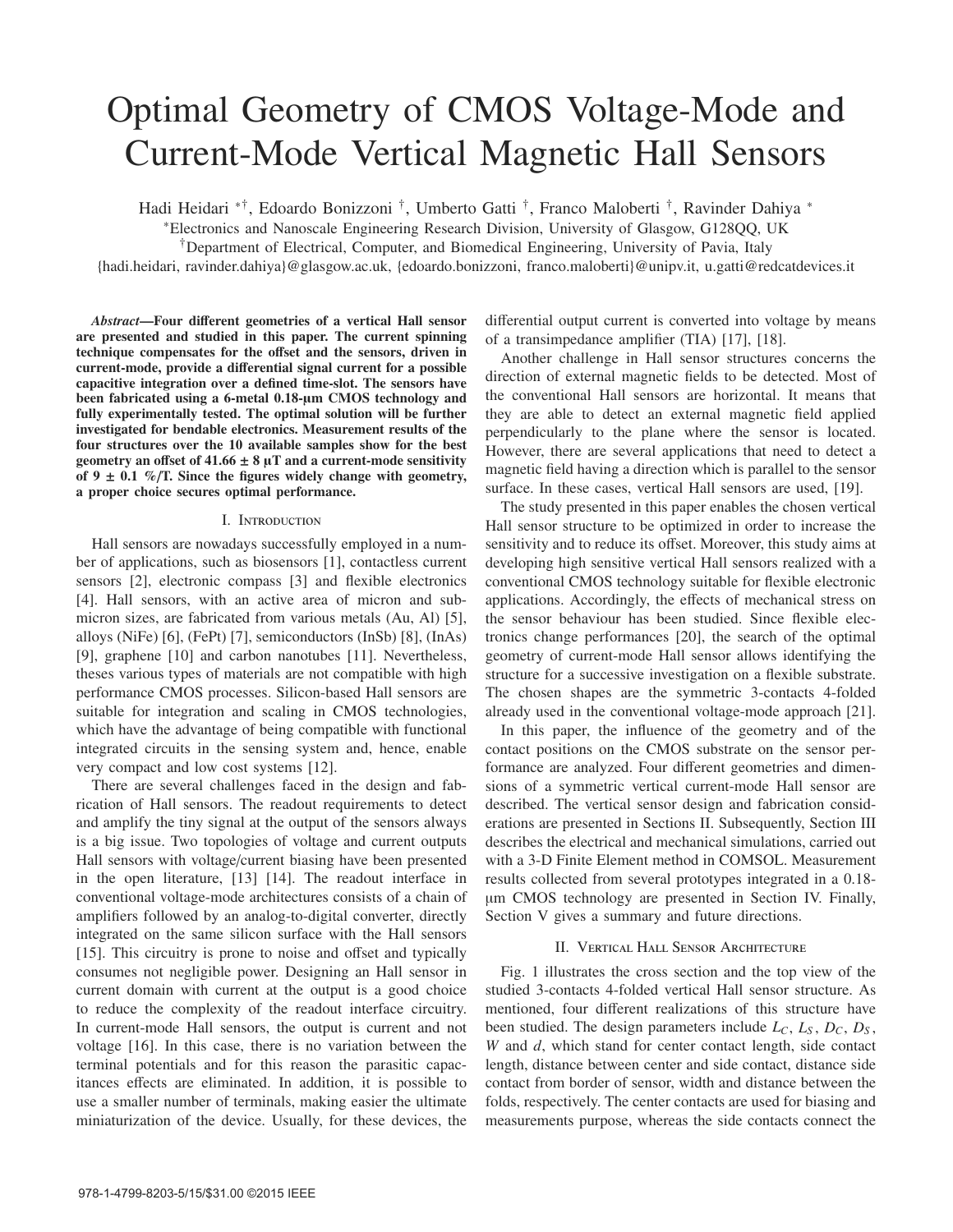# Optimal Geometry of CMOS Voltage-Mode and Current-Mode Vertical Magnetic Hall Sensors

Hadi Heidari *†, Edoardo Bonizzoni †, Umberto Gatti †, Franco Maloberti †, Ravinder Dahiya *

*Electronics and Nanoscale Engineering Research Division, University of Glasgow, G128QQ, UK

†Department of Electrical, Computer, and Biomedical Engineering, University of Pavia, Italy

{hadi.heidari, ravinder.dahiya}@glasgow.ac.uk, {edoardo.bonizzoni, franco.maloberti}@unipv.it, u.gatti@redcatdevices.it

***Abstract*—Four different geometries of a vertical Hall sensor are presented and studied in this paper. The current spinning technique compensates for the offset and the sensors, driven in current-mode, provide a differential signal current for a possible capacitive integration over a defined time-slot. The sensors have been fabricated using a 6-metal 0.18-μm CMOS technology and fully experimentally tested. The optimal solution will be further investigated for bendable electronics. Measurement results of the four structures over the 10 available samples show for the best geometry an offset of 41.66 ± 8 μT and a current-mode sensitivity of 9 ± 0.1 %/T. Since the figures widely change with geometry, a proper choice secures optimal performance.**

## I. Introduction

Hall sensors are nowadays successfully employed in a number of applications, such as biosensors [1], contactless current sensors [2], electronic compass [3] and flexible electronics [4]. Hall sensors, with an active area of micron and submicron sizes, are fabricated from various metals (Au, Al) [5], alloys (NiFe) [6], (FePt) [7], semiconductors (InSb) [8], (InAs) [9], graphene [10] and carbon nanotubes [11]. Nevertheless, theses various types of materials are not compatible with high performance CMOS processes. Silicon-based Hall sensors are suitable for integration and scaling in CMOS technologies, which have the advantage of being compatible with functional integrated circuits in the sensing system and, hence, enable very compact and low cost systems [12].

There are several challenges faced in the design and fabrication of Hall sensors. The readout requirements to detect and amplify the tiny signal at the output of the sensors always is a big issue. Two topologies of voltage and current outputs Hall sensors with voltage/current biasing have been presented in the open literature, [13] [14]. The readout interface in conventional voltage-mode architectures consists of a chain of amplifiers followed by an analog-to-digital converter, directly integrated on the same silicon surface with the Hall sensors [15]. This circuitry is prone to noise and offset and typically consumes not negligible power. Designing an Hall sensor in current domain with current at the output is a good choice to reduce the complexity of the readout interface circuitry. In current-mode Hall sensors, the output is current and not voltage [16]. In this case, there is no variation between the terminal potentials and for this reason the parasitic capacitances effects are eliminated. In addition, it is possible to use a smaller number of terminals, making easier the ultimate miniaturization of the device. Usually, for these devices, the differential output current is converted into voltage by means of a transimpedance amplifier (TIA) [17], [18].

Another challenge in Hall sensor structures concerns the direction of external magnetic fields to be detected. Most of the conventional Hall sensors are horizontal. It means that they are able to detect an external magnetic field applied perpendicularly to the plane where the sensor is located. However, there are several applications that need to detect a magnetic field having a direction which is parallel to the sensor surface. In these cases, vertical Hall sensors are used, [19].

The study presented in this paper enables the chosen vertical Hall sensor structure to be optimized in order to increase the sensitivity and to reduce its offset. Moreover, this study aims at developing high sensitive vertical Hall sensors realized with a conventional CMOS technology suitable for flexible electronic applications. Accordingly, the effects of mechanical stress on the sensor behaviour has been studied. Since flexible electronics change performances [20], the search of the optimal geometry of current-mode Hall sensor allows identifying the structure for a successive investigation on a flexible substrate. The chosen shapes are the symmetric 3-contacts 4-folded already used in the conventional voltage-mode approach [21].

In this paper, the influence of the geometry and of the contact positions on the CMOS substrate on the sensor performance are analyzed. Four different geometries and dimensions of a symmetric vertical current-mode Hall sensor are described. The vertical sensor design and fabrication considerations are presented in Sections II. Subsequently, Section III describes the electrical and mechanical simulations, carried out with a 3-D Finite Element method in COMSOL. Measurement results collected from several prototypes integrated in a 0.18-μm CMOS technology are presented in Section IV. Finally, Section V gives a summary and future directions.

## II. Vertical Hall Sensor Architecture

Fig. 1 illustrates the cross section and the top view of the studied 3-contacts 4-folded vertical Hall sensor structure. As mentioned, four different realizations of this structure have been studied. The design parameters include $L_C$, $L_S$, $D_C$, $D_S$, *W* and *d*, which stand for center contact length, side contact length, distance between center and side contact, distance side contact from border of sensor, width and distance between the folds, respectively. The center contacts are used for biasing and measurements purpose, whereas the side contacts connect the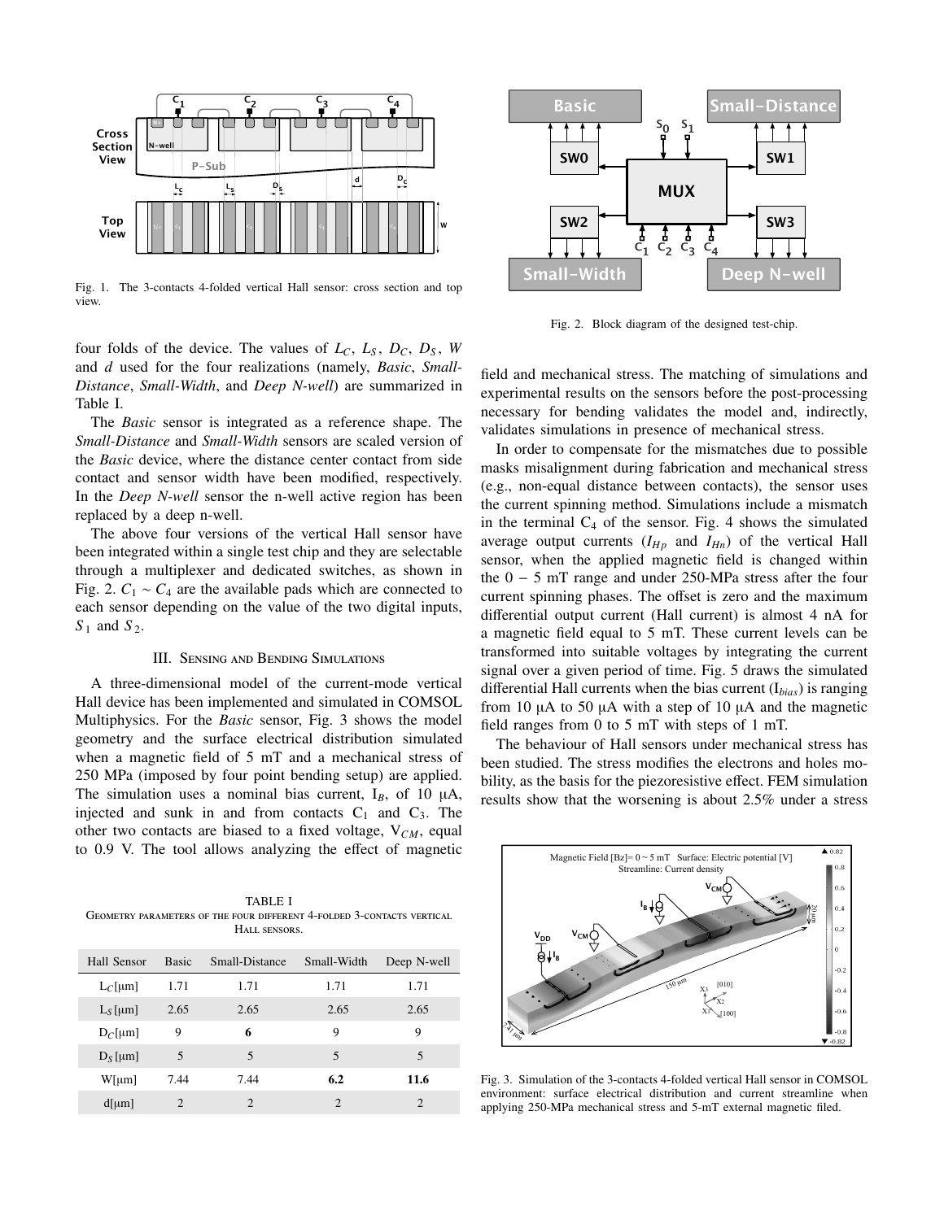Fig. 1. The 3-contacts 4-folded vertical Hall sensor: cross section and top view.

four folds of the device. The values of $L_C$, $L_S$, $D_C$, $D_S$, $W$ and $d$ used for the four realizations (namely, *Basic*, *Small-Distance*, *Small-Width*, and *Deep N-well*) are summarized in Table I.

The *Basic* sensor is integrated as a reference shape. The *Small-Distance* and *Small-Width* sensors are scaled version of the *Basic* device, where the distance center contact from side contact and sensor width have been modified, respectively. In the *Deep N-well* sensor the n-well active region has been replaced by a deep n-well.

The above four versions of the vertical Hall sensor have been integrated within a single test chip and they are selectable through a multiplexer and dedicated switches, as shown in Fig. 2. $C_1 \sim C_4$ are the available pads which are connected to each sensor depending on the value of the two digital inputs, $S_1$ and $S_2$.

### III. Sensing and Bending Simulations

A three-dimensional model of the current-mode vertical Hall device has been implemented and simulated in COMSOL Multiphysics. For the *Basic* sensor, Fig. 3 shows the model geometry and the surface electrical distribution simulated when a magnetic field of 5 mT and a mechanical stress of 250 MPa (imposed by four point bending setup) are applied. The simulation uses a nominal bias current, $I_B$, of 10 μA, injected and sunk in and from contacts $C_1$ and $C_3$. The other two contacts are biased to a fixed voltage, $V_{CM}$, equal to 0.9 V. The tool allows analyzing the effect of magnetic field and mechanical stress. The matching of simulations and experimental results on the sensors before the post-processing necessary for bending validates the model and, indirectly, validates simulations in presence of mechanical stress.

TABLE I
Geometry parameters of the four different 4-folded 3-contacts vertical Hall sensors.

| Hall Sensor | Basic | Small-Distance | Small-Width | Deep N-well |
|---|---|---|---|---|
| $L_C$[μm] | 1.71 | 1.71 | 1.71 | 1.71 |
| $L_S$ [μm] | 2.65 | 2.65 | 2.65 | 2.65 |
| $D_C$[μm] | 9 | **6** | 9 | 9 |
| $D_S$ [μm] | 5 | 5 | 5 | 5 |
| W[μm] | 7.44 | 7.44 | **6.2** | **11.6** |
| d[μm] | 2 | 2 | 2 | 2 |

Fig. 2. Block diagram of the designed test-chip.

In order to compensate for the mismatches due to possible masks misalignment during fabrication and mechanical stress (e.g., non-equal distance between contacts), the sensor uses the current spinning method. Simulations include a mismatch in the terminal $C_4$ of the sensor. Fig. 4 shows the simulated average output currents ($I_{Hp}$ and $I_{Hn}$) of the vertical Hall sensor, when the applied magnetic field is changed within the 0 − 5 mT range and under 250-MPa stress after the four current spinning phases. The offset is zero and the maximum differential output current (Hall current) is almost 4 nA for a magnetic field equal to 5 mT. These current levels can be transformed into suitable voltages by integrating the current signal over a given period of time. Fig. 5 draws the simulated differential Hall currents when the bias current ($I_{bias}$) is ranging from 10 μA to 50 μA with a step of 10 μA and the magnetic field ranges from 0 to 5 mT with steps of 1 mT.

The behaviour of Hall sensors under mechanical stress has been studied. The stress modifies the electrons and holes mobility, as the basis for the piezoresistive effect. FEM simulation results show that the worsening is about 2.5% under a stress

Fig. 3. Simulation of the 3-contacts 4-folded vertical Hall sensor in COMSOL environment: surface electrical distribution and current streamline when applying 250-MPa mechanical stress and 5-mT external magnetic filed.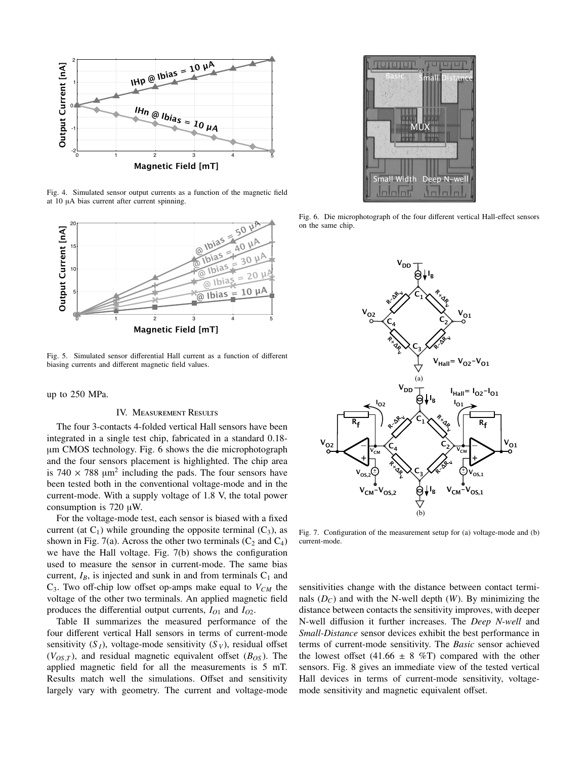Fig. 4. Simulated sensor output currents as a function of the magnetic field at 10 μA bias current after current spinning.

Fig. 5. Simulated sensor differential Hall current as a function of different biasing currents and different magnetic field values.

up to 250 MPa.

## IV. Measurement Results

The four 3-contacts 4-folded vertical Hall sensors have been integrated in a single test chip, fabricated in a standard 0.18-μm CMOS technology. Fig. 6 shows the die microphotograph and the four sensors placement is highlighted. The chip area is 740 × 788 μm² including the pads. The four sensors have been tested both in the conventional voltage-mode and in the current-mode. With a supply voltage of 1.8 V, the total power consumption is 720 μW.

For the voltage-mode test, each sensor is biased with a fixed current (at $C_1$) while grounding the opposite terminal ($C_3$), as shown in Fig. 7(a). Across the other two terminals ($C_2$ and $C_4$) we have the Hall voltage. Fig. 7(b) shows the configuration used to measure the sensor in current-mode. The same bias current, $I_B$, is injected and sunk in and from terminals $C_1$ and $C_3$. Two off-chip low offset op-amps make equal to $V_{CM}$ the voltage of the other two terminals. An applied magnetic field produces the differential output currents, $I_{O1}$ and $I_{O2}$.

Table II summarizes the measured performance of the four different vertical Hall sensors in terms of current-mode sensitivity ($S_I$), voltage-mode sensitivity ($S_V$), residual offset ($V_{OS,T}$), and residual magnetic equivalent offset ($B_{OS}$). The applied magnetic field for all the measurements is 5 mT. Results match well the simulations. Offset and sensitivity largely vary with geometry. The current and voltage-mode sensitivities change with the distance between contact terminals ($D_C$) and with the N-well depth ($W$). By minimizing the distance between contacts the sensitivity improves, with deeper N-well diffusion it further increases. The *Deep N-well* and *Small-Distance* sensor devices exhibit the best performance in terms of current-mode sensitivity. The *Basic* sensor achieved the lowest offset (41.66 ± 8 %T) compared with the other sensors. Fig. 8 gives an immediate view of the tested vertical Hall devices in terms of current-mode sensitivity, voltage-mode sensitivity and magnetic equivalent offset.

Fig. 6. Die microphotograph of the four different vertical Hall-effect sensors on the same chip.

Fig. 7. Configuration of the measurement setup for (a) voltage-mode and (b) current-mode.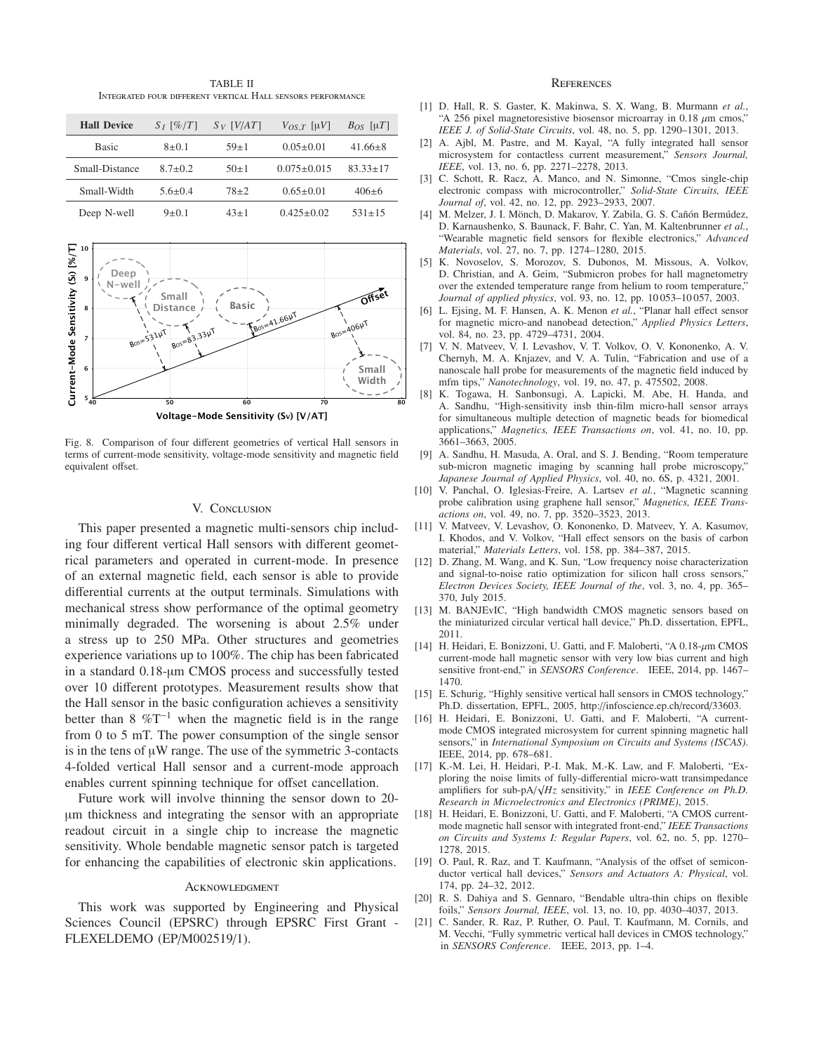TABLE II
Integrated four different vertical Hall sensors performance

| Hall Device | $S_I$ [%/T] | $S_V$ [V/AT] | $V_{OS,T}$ [μV] | $B_{OS}$ [μT] |
|---|---|---|---|---|
| Basic | 8±0.1 | 59±1 | 0.05±0.01 | 41.66±8 |
| Small-Distance | 8.7±0.2 | 50±1 | 0.075±0.015 | 83.33±17 |
| Small-Width | 5.6±0.4 | 78±2 | 0.65±0.01 | 406±6 |
| Deep N-well | 9±0.1 | 43±1 | 0.425±0.02 | 531±15 |

Current-Mode Sensitivity (SI) [%/T]
10
9
8
7
6
5
40
50
60
70
80
Voltage-Mode Sensitivity (Sv) [V/AT]
Deep N-well
Small Distance
Basic
Small Width
Offset
$B_{OS}$=531μT
$B_{OS}$=83.33μT
$B_{OS}$=41.66μT
$B_{OS}$=406μT

Fig. 8. Comparison of four different geometries of vertical Hall sensors in terms of current-mode sensitivity, voltage-mode sensitivity and magnetic field equivalent offset.

## V. Conclusion

This paper presented a magnetic multi-sensors chip including four different vertical Hall sensors with different geometrical parameters and operated in current-mode. In presence of an external magnetic field, each sensor is able to provide differential currents at the output terminals. Simulations with mechanical stress show performance of the optimal geometry minimally degraded. The worsening is about 2.5% under a stress up to 250 MPa. Other structures and geometries experience variations up to 100%. The chip has been fabricated in a standard 0.18-μm CMOS process and successfully tested over 10 different prototypes. Measurement results show that the Hall sensor in the basic configuration achieves a sensitivity better than 8 $\%T^{-1}$ when the magnetic field is in the range from 0 to 5 mT. The power consumption of the single sensor is in the tens of μW range. The use of the symmetric 3-contacts 4-folded vertical Hall sensor and a current-mode approach enables current spinning technique for offset cancellation.

Future work will involve thinning the sensor down to 20-μm thickness and integrating the sensor with an appropriate readout circuit in a single chip to increase the magnetic sensitivity. Whole bendable magnetic sensor patch is targeted for enhancing the capabilities of electronic skin applications.

## Acknowledgment

This work was supported by Engineering and Physical Sciences Council (EPSRC) through EPSRC First Grant - FLEXELDEMO (EP/M002519/1).

## References

[1] D. Hall, R. S. Gaster, K. Makinwa, S. X. Wang, B. Murmann *et al.*, "A 256 pixel magnetoresistive biosensor microarray in 0.18 $\mu$m cmos," *IEEE J. of Solid-State Circuits*, vol. 48, no. 5, pp. 1290–1301, 2013.

[2] A. Ajbl, M. Pastre, and M. Kayal, "A fully integrated hall sensor microsystem for contactless current measurement," *Sensors Journal, IEEE*, vol. 13, no. 6, pp. 2271–2278, 2013.

[3] C. Schott, R. Racz, A. Manco, and N. Simonne, "Cmos single-chip electronic compass with microcontroller," *Solid-State Circuits, IEEE Journal of*, vol. 42, no. 12, pp. 2923–2933, 2007.

[4] M. Melzer, J. I. Mönch, D. Makarov, Y. Zabila, G. S. Cañón Bermúdez, D. Karnaushenko, S. Baunack, F. Bahr, C. Yan, M. Kaltenbrunner *et al.*, "Wearable magnetic field sensors for flexible electronics," *Advanced Materials*, vol. 27, no. 7, pp. 1274–1280, 2015.

[5] K. Novoselov, S. Morozov, S. Dubonos, M. Missous, A. Volkov, D. Christian, and A. Geim, "Submicron probes for hall magnetometry over the extended temperature range from helium to room temperature," *Journal of applied physics*, vol. 93, no. 12, pp. 10 053–10 057, 2003.

[6] L. Ejsing, M. F. Hansen, A. K. Menon *et al.*, "Planar hall effect sensor for magnetic micro-and nanobead detection," *Applied Physics Letters*, vol. 84, no. 23, pp. 4729–4731, 2004.

[7] V. N. Matveev, V. I. Levashov, V. T. Volkov, O. V. Kononenko, A. V. Chernyh, M. A. Knjazev, and V. A. Tulin, "Fabrication and use of a nanoscale hall probe for measurements of the magnetic field induced by mfm tips," *Nanotechnology*, vol. 19, no. 47, p. 475502, 2008.

[8] K. Togawa, H. Sanbonsugi, A. Lapicki, M. Abe, H. Handa, and A. Sandhu, "High-sensitivity insb thin-film micro-hall sensor arrays for simultaneous multiple detection of magnetic beads for biomedical applications," *Magnetics, IEEE Transactions on*, vol. 41, no. 10, pp. 3661–3663, 2005.

[9] A. Sandhu, H. Masuda, A. Oral, and S. J. Bending, "Room temperature sub-micron magnetic imaging by scanning hall probe microscopy," *Japanese Journal of Applied Physics*, vol. 40, no. 6S, p. 4321, 2001.

[10] V. Panchal, O. Iglesias-Freire, A. Lartsev *et al.*, "Magnetic scanning probe calibration using graphene hall sensor," *Magnetics, IEEE Transactions on*, vol. 49, no. 7, pp. 3520–3523, 2013.

[11] V. Matveev, V. Levashov, O. Kononenko, D. Matveev, Y. A. Kasumov, I. Khodos, and V. Volkov, "Hall effect sensors on the basis of carbon material," *Materials Letters*, vol. 158, pp. 384–387, 2015.

[12] D. Zhang, M. Wang, and K. Sun, "Low frequency noise characterization and signal-to-noise ratio optimization for silicon hall cross sensors," *Electron Devices Society, IEEE Journal of the*, vol. 3, no. 4, pp. 365–370, July 2015.

[13] M. BANJEvIC, "High bandwidth CMOS magnetic sensors based on the miniaturized circular vertical hall device," Ph.D. dissertation, EPFL, 2011.

[14] H. Heidari, E. Bonizzoni, U. Gatti, and F. Maloberti, "A 0.18-$\mu$m CMOS current-mode hall magnetic sensor with very low bias current and high sensitive front-end," in *SENSORS Conference*. IEEE, 2014, pp. 1467–1470.

[15] E. Schurig, "Highly sensitive vertical hall sensors in CMOS technology," Ph.D. dissertation, EPFL, 2005, http://infoscience.ep.ch/record/33603.

[16] H. Heidari, E. Bonizzoni, U. Gatti, and F. Maloberti, "A current-mode CMOS integrated microsystem for current spinning magnetic hall sensors," in *International Symposium on Circuits and Systems (ISCAS)*. IEEE, 2014, pp. 678–681.

[17] K.-M. Lei, H. Heidari, P.-I. Mak, M.-K. Law, and F. Maloberti, "Exploring the noise limits of fully-differential micro-watt transimpedance amplifiers for sub-pA/$\sqrt{Hz}$ sensitivity," in *IEEE Conference on Ph.D. Research in Microelectronics and Electronics (PRIME)*, 2015.

[18] H. Heidari, E. Bonizzoni, U. Gatti, and F. Maloberti, "A CMOS current-mode magnetic hall sensor with integrated front-end," *IEEE Transactions on Circuits and Systems I: Regular Papers*, vol. 62, no. 5, pp. 1270–1278, 2015.

[19] O. Paul, R. Raz, and T. Kaufmann, "Analysis of the offset of semiconductor vertical hall devices," *Sensors and Actuators A: Physical*, vol. 174, pp. 24–32, 2012.

[20] R. S. Dahiya and S. Gennaro, "Bendable ultra-thin chips on flexible foils," *Sensors Journal, IEEE*, vol. 13, no. 10, pp. 4030–4037, 2013.

[21] C. Sander, R. Raz, P. Ruther, O. Paul, T. Kaufmann, M. Cornils, and M. Vecchi, "Fully symmetric vertical hall devices in CMOS technology," in *SENSORS Conference*. IEEE, 2013, pp. 1–4.